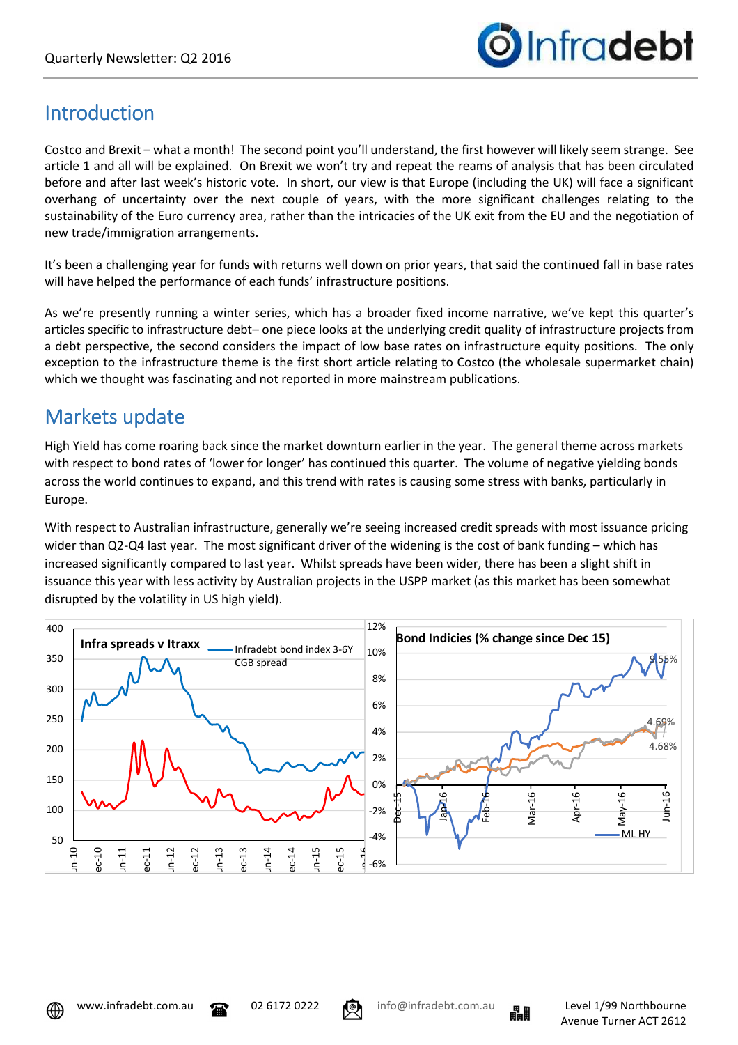## Introduction

Costco and Brexit – what a month! The second point you'll understand, the first however will likely seem strange. See article 1 and all will be explained. On Brexit we won't try and repeat the reams of analysis that has been circulated before and after last week's historic vote. In short, our view is that Europe (including the UK) will face a significant overhang of uncertainty over the next couple of years, with the more significant challenges relating to the sustainability of the Euro currency area, rather than the intricacies of the UK exit from the EU and the negotiation of new trade/immigration arrangements.

It's been a challenging year for funds with returns well down on prior years, that said the continued fall in base rates will have helped the performance of each funds' infrastructure positions.

As we're presently running a winter series, which has a broader fixed income narrative, we've kept this quarter's articles specific to infrastructure debt– one piece looks at the underlying credit quality of infrastructure projects from a debt perspective, the second considers the impact of low base rates on infrastructure equity positions. The only exception to the infrastructure theme is the first short article relating to Costco (the wholesale supermarket chain) which we thought was fascinating and not reported in more mainstream publications.

## Markets update

High Yield has come roaring back since the market downturn earlier in the year. The general theme across markets with respect to bond rates of 'lower for longer' has continued this quarter. The volume of negative yielding bonds across the world continues to expand, and this trend with rates is causing some stress with banks, particularly in Europe.

With respect to Australian infrastructure, generally we're seeing increased credit spreads with most issuance pricing wider than Q2-Q4 last year. The most significant driver of the widening is the cost of bank funding – which has increased significantly compared to last year. Whilst spreads have been wider, there has been a slight shift in issuance this year with less activity by Australian projects in the USPP market (as this market has been somewhat disrupted by the volatility in US high yield).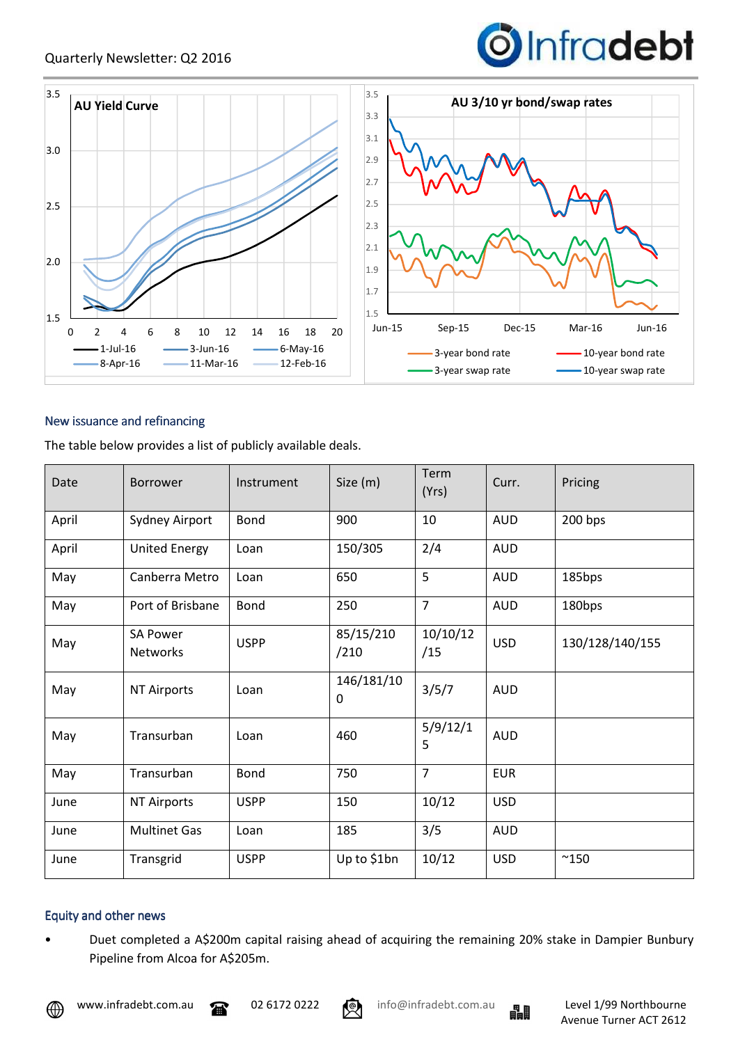## New issuance and refinancing

The table below provides a list of publicly available deals.

| Date | Borrower | Instrument | Size (m) | Term (Yrs) | Curr. | Pricing |
|---|---|---|---|---|---|---|
| April | Sydney Airport | Bond | 900 | 10 | AUD | 200 bps |
| April | United Energy | Loan | 150/305 | 2/4 | AUD | |
| May | Canberra Metro | Loan | 650 | 5 | AUD | 185bps |
| May | Port of Brisbane | Bond | 250 | 7 | AUD | 180bps |
| May | SA Power Networks | USPP | 85/15/210/210 | 10/10/12/15 | USD | 130/128/140/155 |
| May | NT Airports | Loan | 146/181/100 | 3/5/7 | AUD | |
| May | Transurban | Loan | 460 | 5/9/12/15 | AUD | |
| May | Transurban | Bond | 750 | 7 | EUR | |
| June | NT Airports | USPP | 150 | 10/12 | USD | |
| June | Multinet Gas | Loan | 185 | 3/5 | AUD | |
| June | Transgrid | USPP | Up to $1bn | 10/12 | USD | ~150 |

## Equity and other news

- Duet completed a A$200m capital raising ahead of acquiring the remaining 20% stake in Dampier Bunbury Pipeline from Alcoa for A$205m.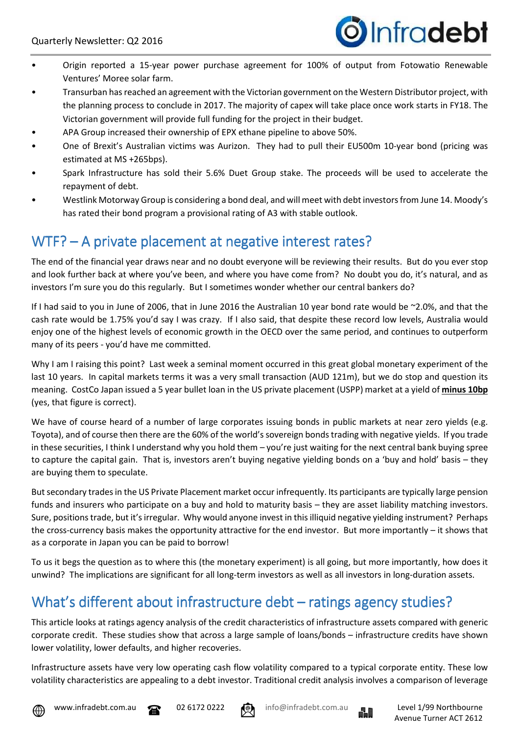- Origin reported a 15-year power purchase agreement for 100% of output from Fotowatio Renewable Ventures' Moree solar farm.
- Transurban has reached an agreement with the Victorian government on the Western Distributor project, with the planning process to conclude in 2017. The majority of capex will take place once work starts in FY18. The Victorian government will provide full funding for the project in their budget.
- APA Group increased their ownership of EPX ethane pipeline to above 50%.
- One of Brexit's Australian victims was Aurizon. They had to pull their EU500m 10-year bond (pricing was estimated at MS +265bps).
- Spark Infrastructure has sold their 5.6% Duet Group stake. The proceeds will be used to accelerate the repayment of debt.
- Westlink Motorway Group is considering a bond deal, and will meet with debt investors from June 14. Moody's has rated their bond program a provisional rating of A3 with stable outlook.

## WTF? – A private placement at negative interest rates?

The end of the financial year draws near and no doubt everyone will be reviewing their results. But do you ever stop and look further back at where you've been, and where you have come from? No doubt you do, it's natural, and as investors I'm sure you do this regularly. But I sometimes wonder whether our central bankers do?

If I had said to you in June of 2006, that in June 2016 the Australian 10 year bond rate would be ~2.0%, and that the cash rate would be 1.75% you'd say I was crazy. If I also said, that despite these record low levels, Australia would enjoy one of the highest levels of economic growth in the OECD over the same period, and continues to outperform many of its peers - you'd have me committed.

Why I am I raising this point? Last week a seminal moment occurred in this great global monetary experiment of the last 10 years. In capital markets terms it was a very small transaction (AUD 121m), but we do stop and question its meaning. CostCo Japan issued a 5 year bullet loan in the US private placement (USPP) market at a yield of **minus 10bp** (yes, that figure is correct).

We have of course heard of a number of large corporates issuing bonds in public markets at near zero yields (e.g. Toyota), and of course then there are the 60% of the world's sovereign bonds trading with negative yields. If you trade in these securities, I think I understand why you hold them – you're just waiting for the next central bank buying spree to capture the capital gain. That is, investors aren't buying negative yielding bonds on a 'buy and hold' basis – they are buying them to speculate.

But secondary trades in the US Private Placement market occur infrequently. Its participants are typically large pension funds and insurers who participate on a buy and hold to maturity basis – they are asset liability matching investors. Sure, positions trade, but it's irregular. Why would anyone invest in this illiquid negative yielding instrument? Perhaps the cross-currency basis makes the opportunity attractive for the end investor. But more importantly – it shows that as a corporate in Japan you can be paid to borrow!

To us it begs the question as to where this (the monetary experiment) is all going, but more importantly, how does it unwind? The implications are significant for all long-term investors as well as all investors in long-duration assets.

## What's different about infrastructure debt – ratings agency studies?

This article looks at ratings agency analysis of the credit characteristics of infrastructure assets compared with generic corporate credit. These studies show that across a large sample of loans/bonds – infrastructure credits have shown lower volatility, lower defaults, and higher recoveries.

Infrastructure assets have very low operating cash flow volatility compared to a typical corporate entity. These low volatility characteristics are appealing to a debt investor. Traditional credit analysis involves a comparison of leverage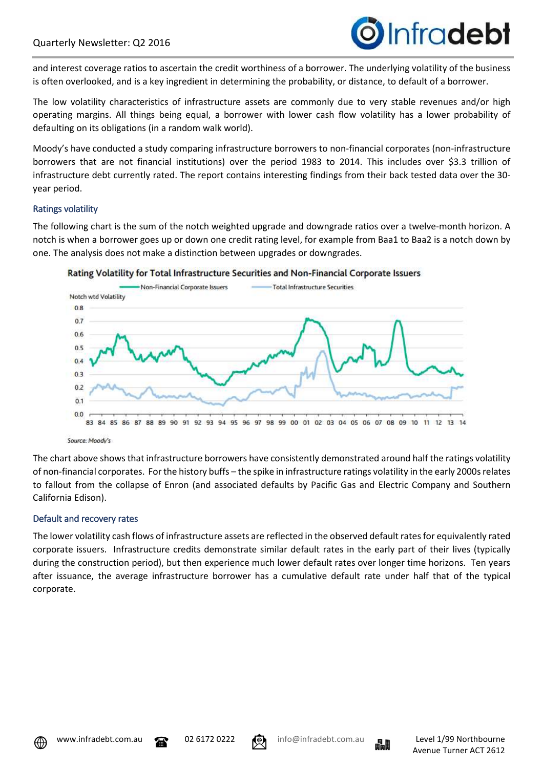and interest coverage ratios to ascertain the credit worthiness of a borrower. The underlying volatility of the business is often overlooked, and is a key ingredient in determining the probability, or distance, to default of a borrower.

The low volatility characteristics of infrastructure assets are commonly due to very stable revenues and/or high operating margins. All things being equal, a borrower with lower cash flow volatility has a lower probability of defaulting on its obligations (in a random walk world).

Moody's have conducted a study comparing infrastructure borrowers to non-financial corporates (non-infrastructure borrowers that are not financial institutions) over the period 1983 to 2014. This includes over $3.3 trillion of infrastructure debt currently rated. The report contains interesting findings from their back tested data over the 30-year period.

### Ratings volatility

The following chart is the sum of the notch weighted upgrade and downgrade ratios over a twelve-month horizon. A notch is when a borrower goes up or down one credit rating level, for example from Baa1 to Baa2 is a notch down by one. The analysis does not make a distinction between upgrades or downgrades.

**Rating Volatility for Total Infrastructure Securities and Non-Financial Corporate Issuers**

Source: Moody's

The chart above shows that infrastructure borrowers have consistently demonstrated around half the ratings volatility of non-financial corporates. For the history buffs – the spike in infrastructure ratings volatility in the early 2000s relates to fallout from the collapse of Enron (and associated defaults by Pacific Gas and Electric Company and Southern California Edison).

### Default and recovery rates

The lower volatility cash flows of infrastructure assets are reflected in the observed default rates for equivalently rated corporate issuers. Infrastructure credits demonstrate similar default rates in the early part of their lives (typically during the construction period), but then experience much lower default rates over longer time horizons. Ten years after issuance, the average infrastructure borrower has a cumulative default rate under half that of the typical corporate.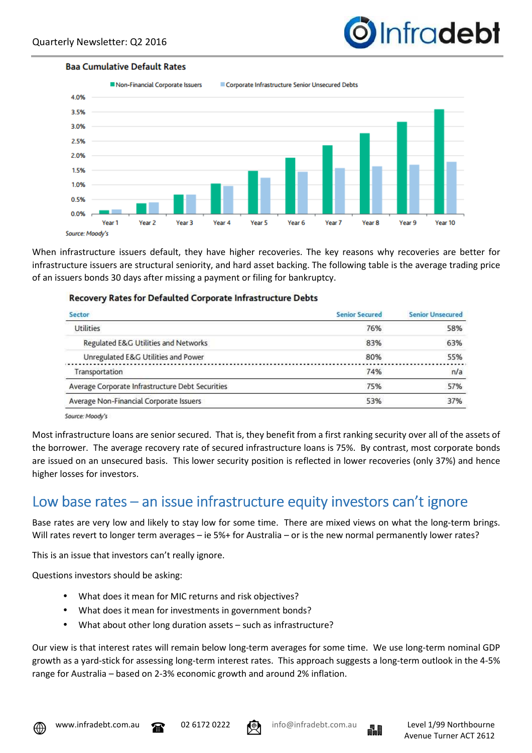Baa Cumulative Default Rates

Non-Financial Corporate Issuers | Corporate Infrastructure Senior Unsecured Debts

Source: Moody's

When infrastructure issuers default, they have higher recoveries. The key reasons why recoveries are better for infrastructure issuers are structural seniority, and hard asset backing. The following table is the average trading price of an issuers bonds 30 days after missing a payment or filing for bankruptcy.

**Recovery Rates for Defaulted Corporate Infrastructure Debts**

| Sector | Senior Secured | Senior Unsecured |
|---|---|---|
| Utilities | 76% | 58% |
| Regulated E&G Utilities and Networks | 83% | 63% |
| Unregulated E&G Utilities and Power | 80% | 55% |
| Transportation | 74% | n/a |
| Average Corporate Infrastructure Debt Securities | 75% | 57% |
| Average Non-Financial Corporate Issuers | 53% | 37% |

Source: Moody's

Most infrastructure loans are senior secured. That is, they benefit from a first ranking security over all of the assets of the borrower. The average recovery rate of secured infrastructure loans is 75%. By contrast, most corporate bonds are issued on an unsecured basis. This lower security position is reflected in lower recoveries (only 37%) and hence higher losses for investors.

## Low base rates – an issue infrastructure equity investors can't ignore

Base rates are very low and likely to stay low for some time. There are mixed views on what the long-term brings. Will rates revert to longer term averages – ie 5%+ for Australia – or is the new normal permanently lower rates?

This is an issue that investors can't really ignore.

Questions investors should be asking:

- What does it mean for MIC returns and risk objectives?
- What does it mean for investments in government bonds?
- What about other long duration assets – such as infrastructure?

Our view is that interest rates will remain below long-term averages for some time. We use long-term nominal GDP growth as a yard-stick for assessing long-term interest rates. This approach suggests a long-term outlook in the 4-5% range for Australia – based on 2-3% economic growth and around 2% inflation.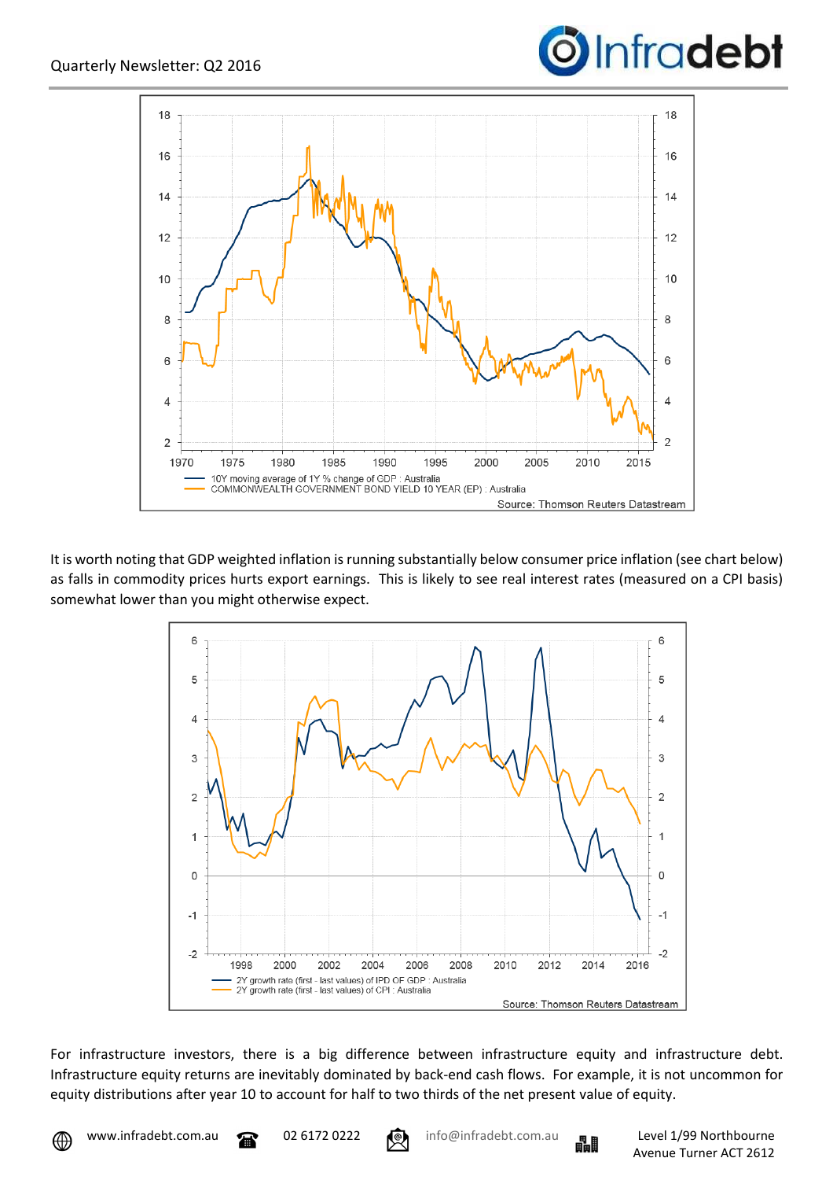It is worth noting that GDP weighted inflation is running substantially below consumer price inflation (see chart below) as falls in commodity prices hurts export earnings. This is likely to see real interest rates (measured on a CPI basis) somewhat lower than you might otherwise expect.

For infrastructure investors, there is a big difference between infrastructure equity and infrastructure debt. Infrastructure equity returns are inevitably dominated by back-end cash flows. For example, it is not uncommon for equity distributions after year 10 to account for half to two thirds of the net present value of equity.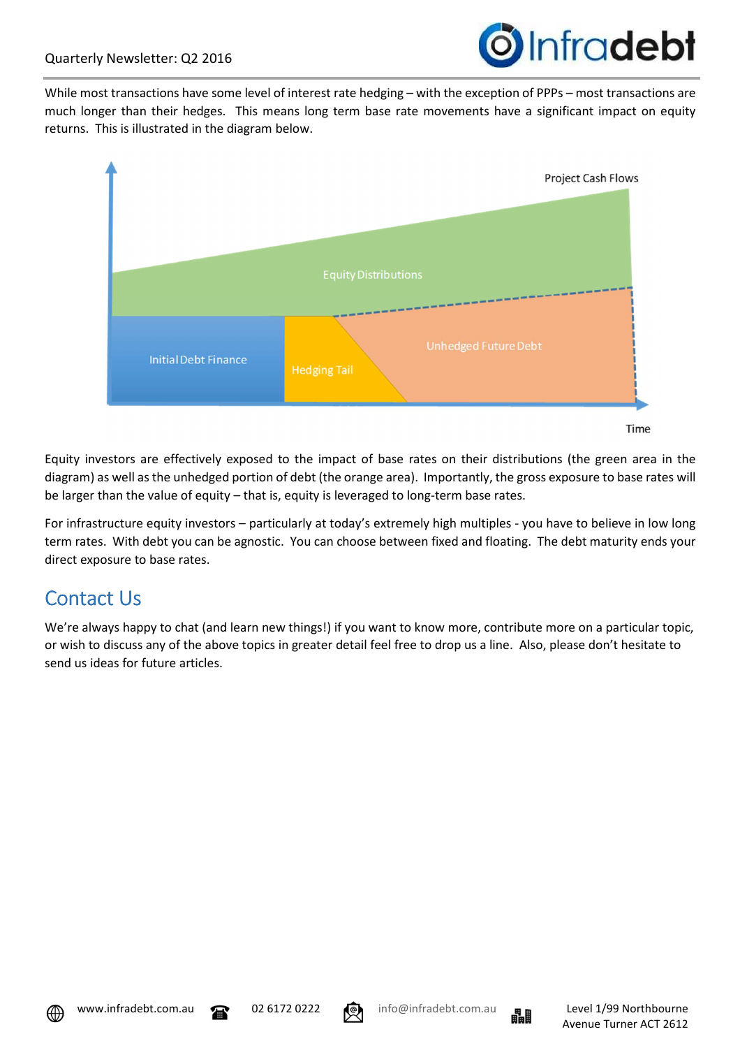While most transactions have some level of interest rate hedging – with the exception of PPPs – most transactions are much longer than their hedges. This means long term base rate movements have a significant impact on equity returns. This is illustrated in the diagram below.

Project Cash Flows

Equity Distributions

Initial Debt Finance

Hedging Tail

Unhedged Future Debt

Time

Equity investors are effectively exposed to the impact of base rates on their distributions (the green area in the diagram) as well as the unhedged portion of debt (the orange area). Importantly, the gross exposure to base rates will be larger than the value of equity – that is, equity is leveraged to long-term base rates.

For infrastructure equity investors – particularly at today's extremely high multiples - you have to believe in low long term rates. With debt you can be agnostic. You can choose between fixed and floating. The debt maturity ends your direct exposure to base rates.

## Contact Us

We're always happy to chat (and learn new things!) if you want to know more, contribute more on a particular topic, or wish to discuss any of the above topics in greater detail feel free to drop us a line. Also, please don't hesitate to send us ideas for future articles.

www.infradebt.com.au 02 6172 0222 info@infradebt.com.au Level 1/99 Northbourne Avenue Turner ACT 2612